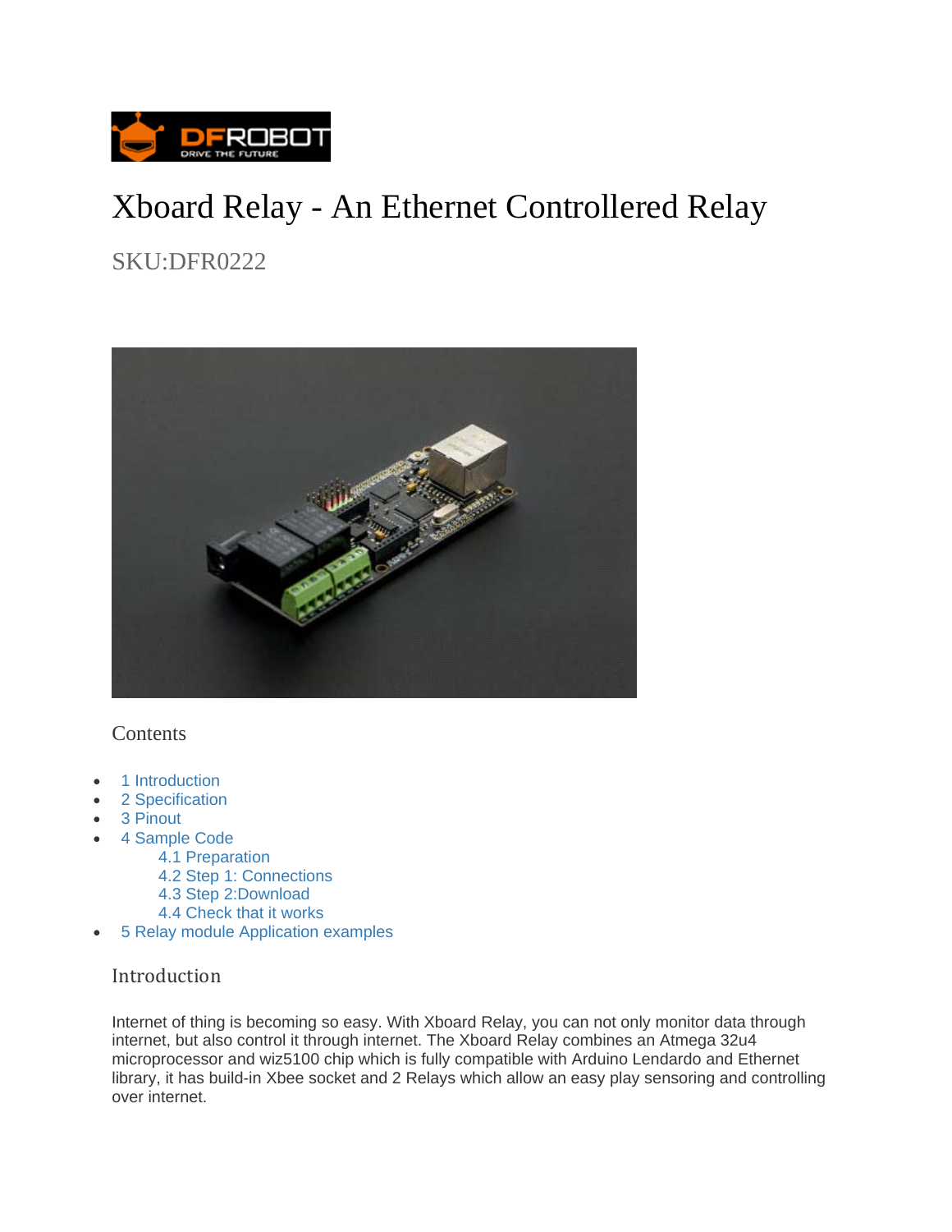# Xboard Relay - An Ethernet Controllered Relay

SKU:DFR0222

Contents

- 1 Introduction
- 2 Specification
- 3 Pinout
- 4 Sample Code
  - 4.1 Preparation
  - 4.2 Step 1: Connections
  - 4.3 Step 2:Download
  - 4.4 Check that it works
- 5 Relay module Application examples

## Introduction

Internet of thing is becoming so easy. With Xboard Relay, you can not only monitor data through internet, but also control it through internet. The Xboard Relay combines an Atmega 32u4 microprocessor and wiz5100 chip which is fully compatible with Arduino Lendardo and Ethernet library, it has build-in Xbee socket and 2 Relays which allow an easy play sensoring and controlling over internet.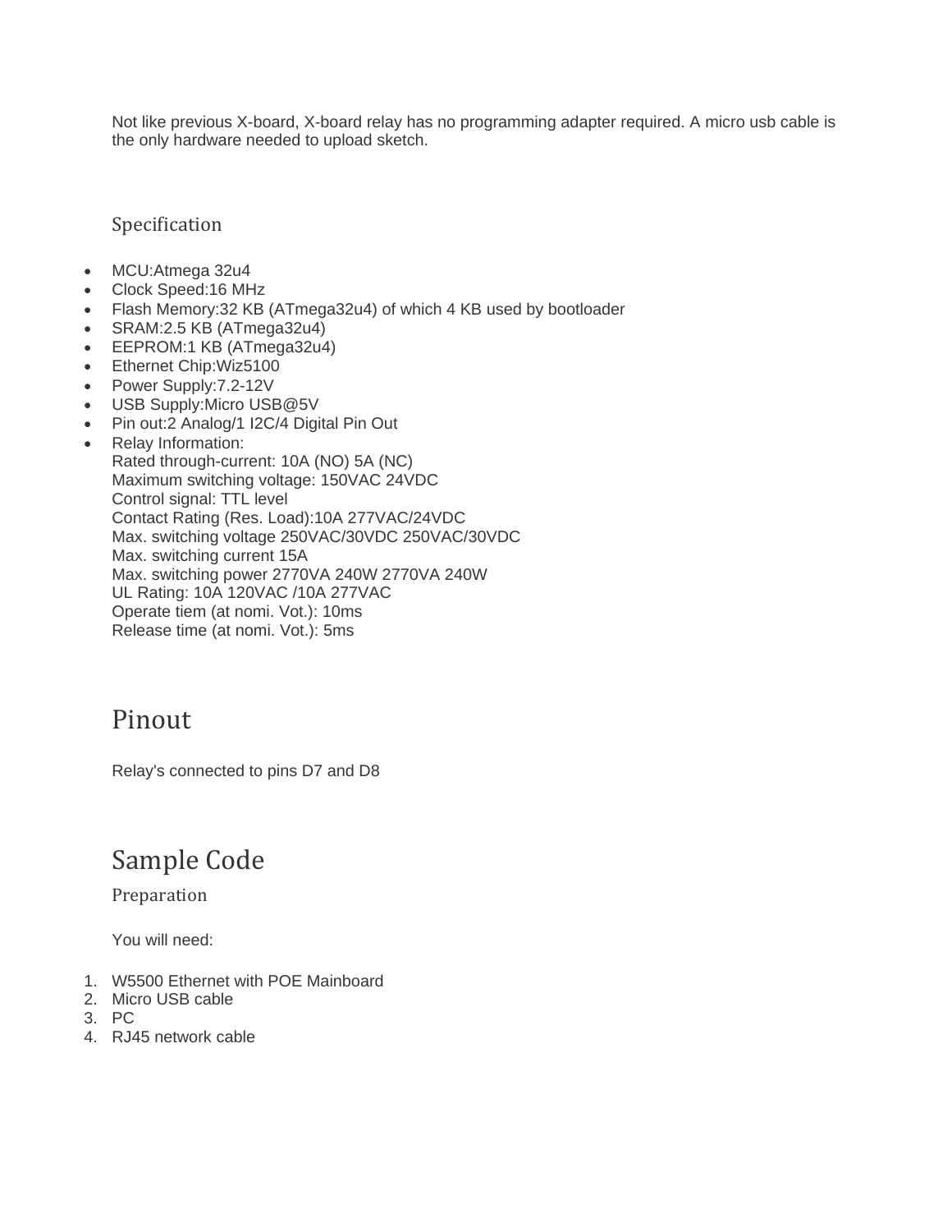Not like previous X-board, X-board relay has no programming adapter required. A micro usb cable is the only hardware needed to upload sketch.

### Specification

- MCU:Atmega 32u4
- Clock Speed:16 MHz
- Flash Memory:32 KB (ATmega32u4) of which 4 KB used by bootloader
- SRAM:2.5 KB (ATmega32u4)
- EEPROM:1 KB (ATmega32u4)
- Ethernet Chip:Wiz5100
- Power Supply:7.2-12V
- USB Supply:Micro USB@5V
- Pin out:2 Analog/1 I2C/4 Digital Pin Out
- Relay Information:
  Rated through-current: 10A (NO) 5A (NC)
  Maximum switching voltage: 150VAC 24VDC
  Control signal: TTL level
  Contact Rating (Res. Load):10A 277VAC/24VDC
  Max. switching voltage 250VAC/30VDC 250VAC/30VDC
  Max. switching current 15A
  Max. switching power 2770VA 240W 2770VA 240W
  UL Rating: 10A 120VAC /10A 277VAC
  Operate tiem (at nomi. Vot.): 10ms
  Release time (at nomi. Vot.): 5ms

## Pinout

Relay's connected to pins D7 and D8

## Sample Code

### Preparation

You will need:

1. W5500 Ethernet with POE Mainboard
2. Micro USB cable
3. PC
4. RJ45 network cable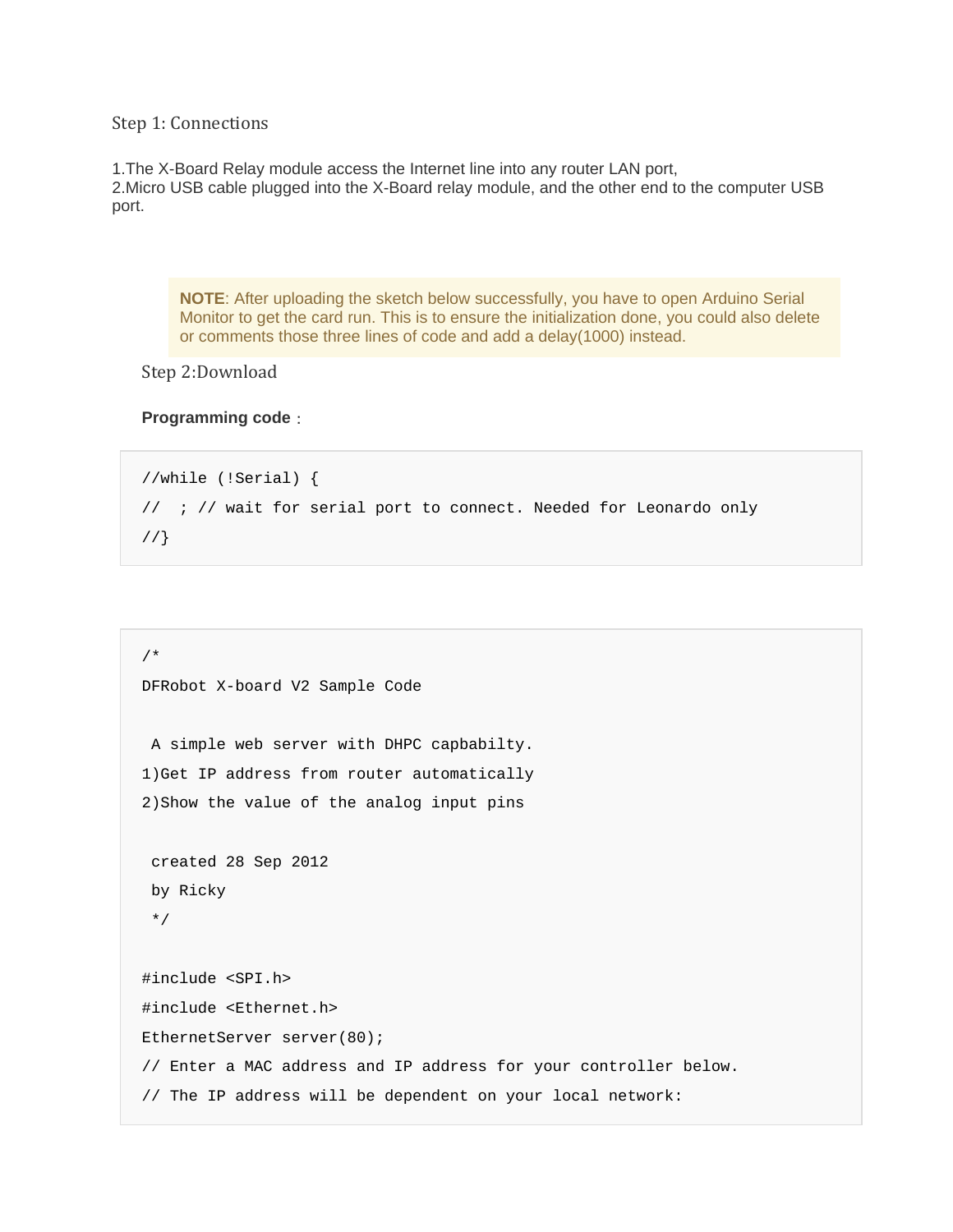## Step 1: Connections

1.The X-Board Relay module access the Internet line into any router LAN port,
2.Micro USB cable plugged into the X-Board relay module, and the other end to the computer USB port.

> **NOTE**: After uploading the sketch below successfully, you have to open Arduino Serial Monitor to get the card run. This is to ensure the initialization done, you could also delete or comments those three lines of code and add a delay(1000) instead.

## Step 2:Download

**Programming code**：

```
//while (!Serial) {
//  ; // wait for serial port to connect. Needed for Leonardo only
//}
```

```
/*
DFRobot X-board V2 Sample Code

 A simple web server with DHPC capbabilty.
1)Get IP address from router automatically
2)Show the value of the analog input pins

 created 28 Sep 2012
 by Ricky
 */

#include <SPI.h>
#include <Ethernet.h>
EthernetServer server(80);
// Enter a MAC address and IP address for your controller below.
// The IP address will be dependent on your local network:
```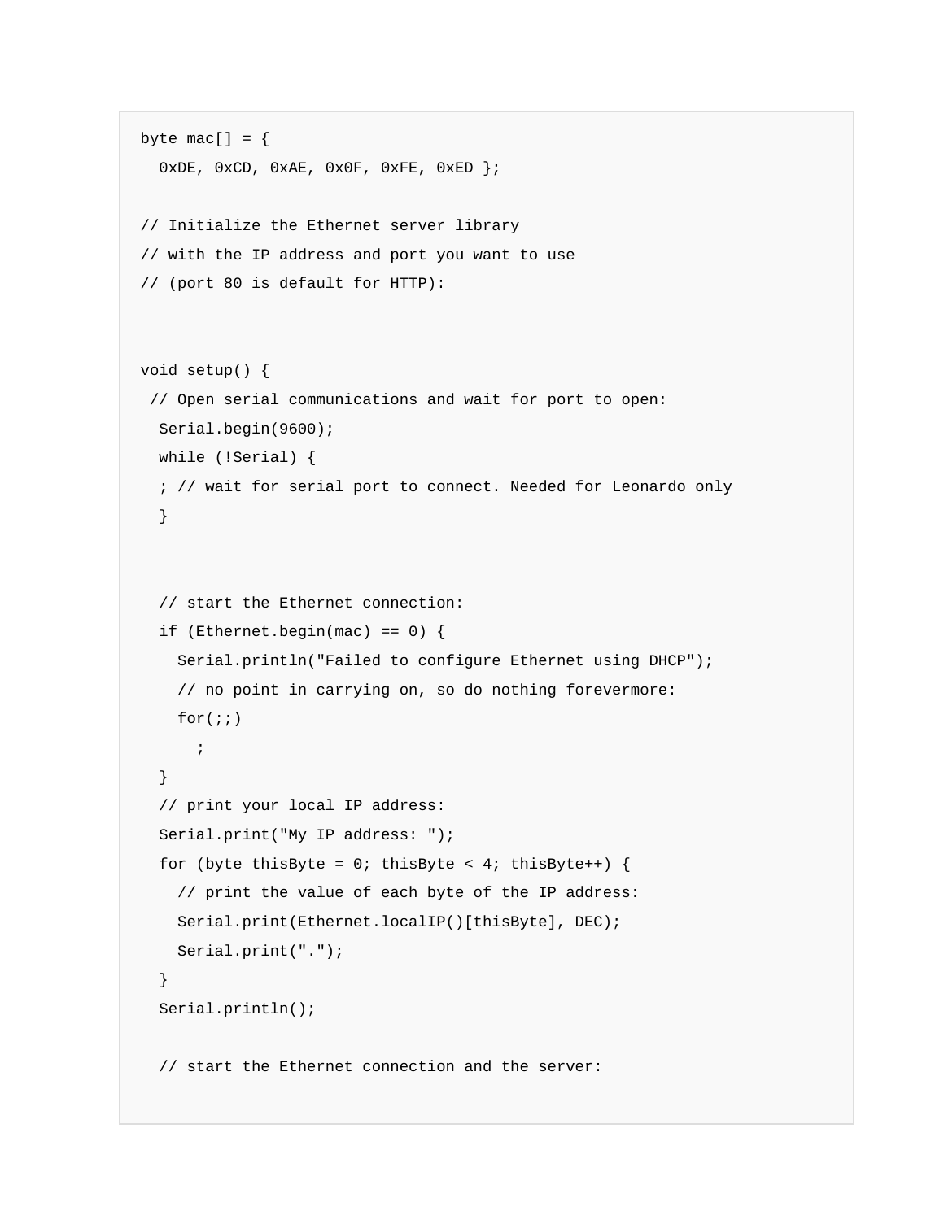```
byte mac[] = {
  0xDE, 0xCD, 0xAE, 0x0F, 0xFE, 0xED };

// Initialize the Ethernet server library
// with the IP address and port you want to use
// (port 80 is default for HTTP):



void setup() {
 // Open serial communications and wait for port to open:
  Serial.begin(9600);
  while (!Serial) {
  ; // wait for serial port to connect. Needed for Leonardo only
  }



  // start the Ethernet connection:
  if (Ethernet.begin(mac) == 0) {
    Serial.println("Failed to configure Ethernet using DHCP");
    // no point in carrying on, so do nothing forevermore:
    for(;;)
      ;
  }
  // print your local IP address:
  Serial.print("My IP address: ");
  for (byte thisByte = 0; thisByte < 4; thisByte++) {
    // print the value of each byte of the IP address:
    Serial.print(Ethernet.localIP()[thisByte], DEC);
    Serial.print(".");
  }
  Serial.println();

  // start the Ethernet connection and the server:
```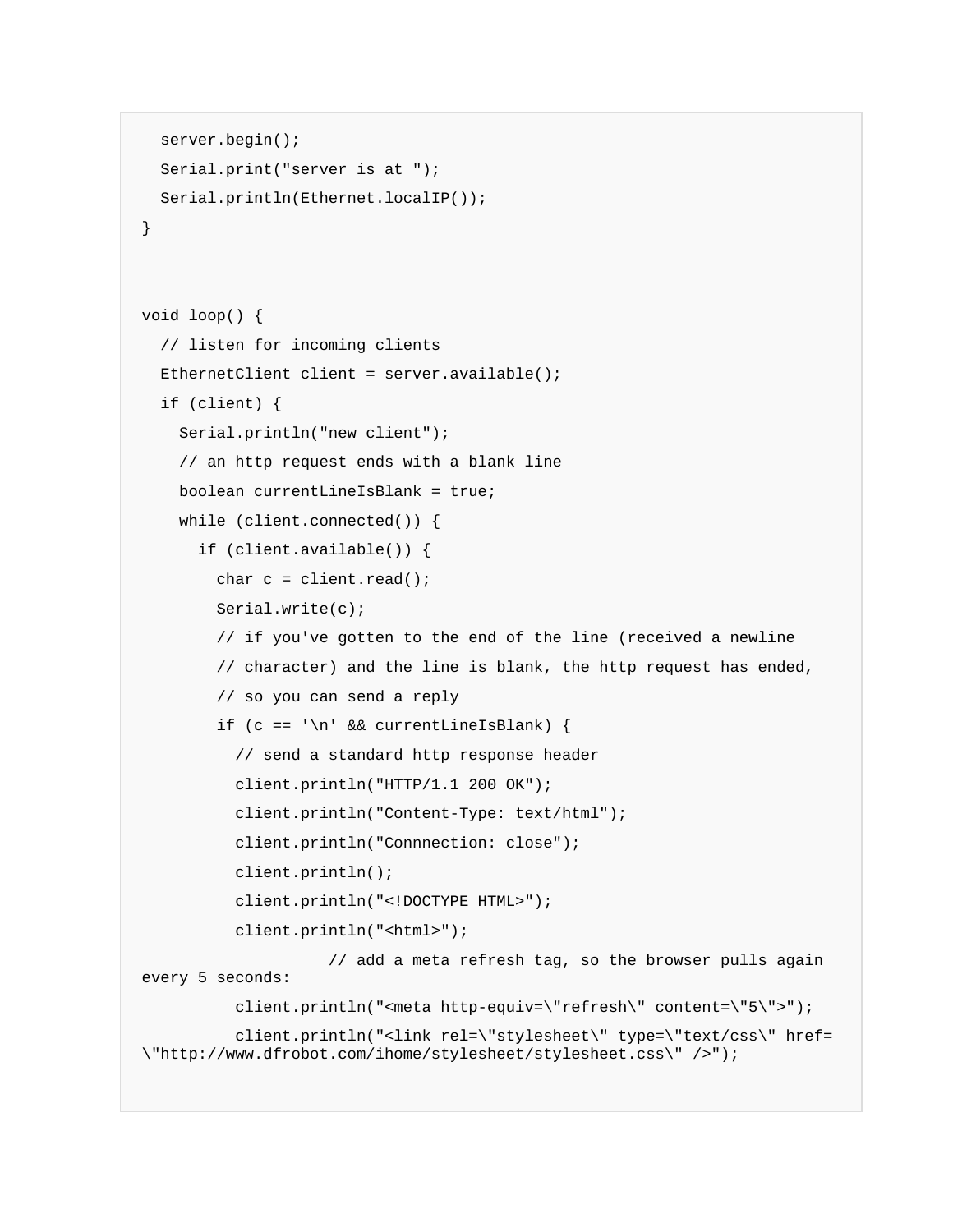```
  server.begin();
  Serial.print("server is at ");
  Serial.println(Ethernet.localIP());
}



void loop() {
  // listen for incoming clients
  EthernetClient client = server.available();
  if (client) {
    Serial.println("new client");
    // an http request ends with a blank line
    boolean currentLineIsBlank = true;
    while (client.connected()) {
      if (client.available()) {
        char c = client.read();
        Serial.write(c);
        // if you've gotten to the end of the line (received a newline
        // character) and the line is blank, the http request has ended,
        // so you can send a reply
        if (c == '\n' && currentLineIsBlank) {
          // send a standard http response header
          client.println("HTTP/1.1 200 OK");
          client.println("Content-Type: text/html");
          client.println("Connnection: close");
          client.println();
          client.println("<!DOCTYPE HTML>");
          client.println("<html>");
                    // add a meta refresh tag, so the browser pulls again
every 5 seconds:
          client.println("<meta http-equiv=\"refresh\" content=\"5\">");
          client.println("<link rel=\"stylesheet\" type=\"text/css\" href=
\"http://www.dfrobot.com/ihome/stylesheet/stylesheet.css\" />");
```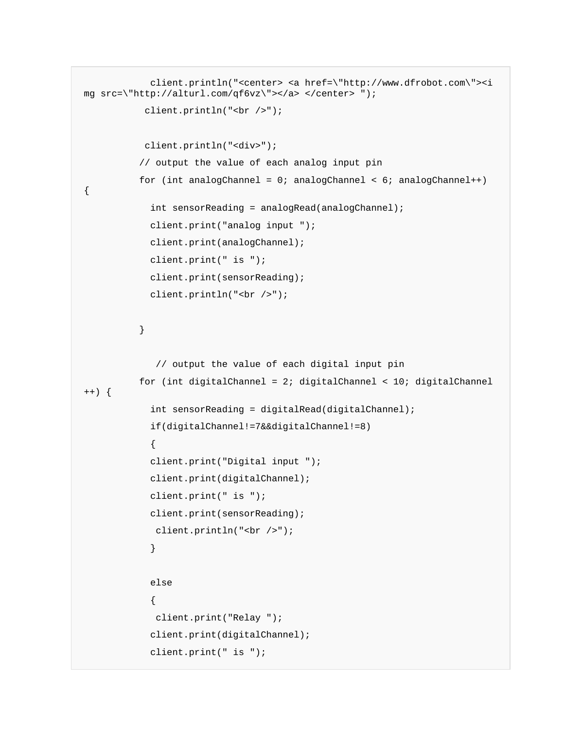```
            client.println("<center> <a href=\"http://www.dfrobot.com\"><img src=\"http://alturl.com/qf6vz\"></a> </center> ");
           client.println("<br />");


           client.println("<div>");
          // output the value of each analog input pin
          for (int analogChannel = 0; analogChannel < 6; analogChannel++) {
            int sensorReading = analogRead(analogChannel);
            client.print("analog input ");
            client.print(analogChannel);
            client.print(" is ");
            client.print(sensorReading);
            client.println("<br />");


          }


             // output the value of each digital input pin
          for (int digitalChannel = 2; digitalChannel < 10; digitalChannel++) {
            int sensorReading = digitalRead(digitalChannel);
            if(digitalChannel!=7&&digitalChannel!=8)
            {
            client.print("Digital input ");
            client.print(digitalChannel);
            client.print(" is ");
            client.print(sensorReading);
             client.println("<br />");
            }

            else
            {
             client.print("Relay ");
            client.print(digitalChannel);
            client.print(" is ");
```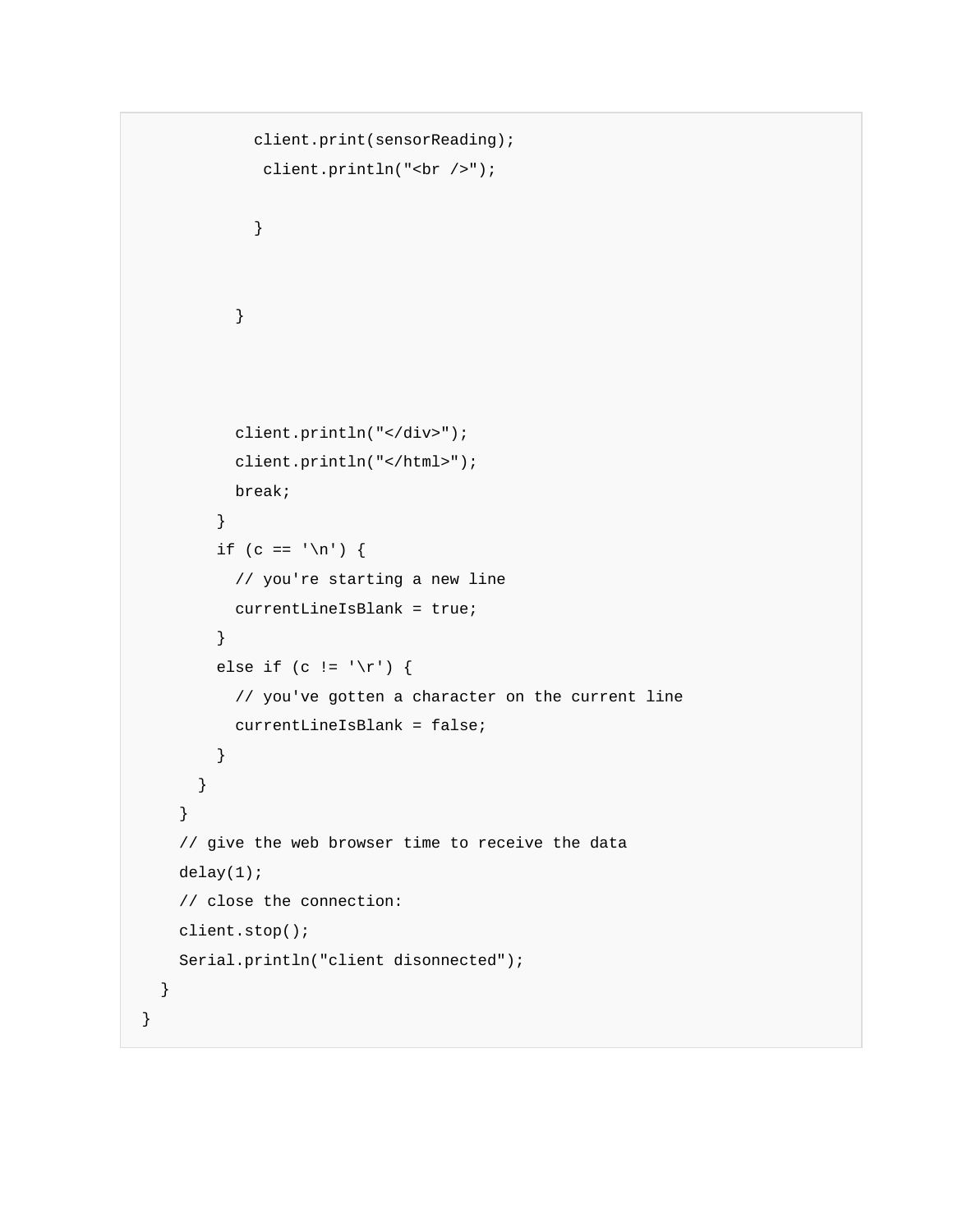```
            client.print(sensorReading);
             client.println("<br />");

            }



          }




          client.println("</div>");
          client.println("</html>");
          break;
        }
        if (c == '\n') {
          // you're starting a new line
          currentLineIsBlank = true;
        }
        else if (c != '\r') {
          // you've gotten a character on the current line
          currentLineIsBlank = false;
        }
      }
    }
    // give the web browser time to receive the data
    delay(1);
    // close the connection:
    client.stop();
    Serial.println("client disonnected");
  }
}
```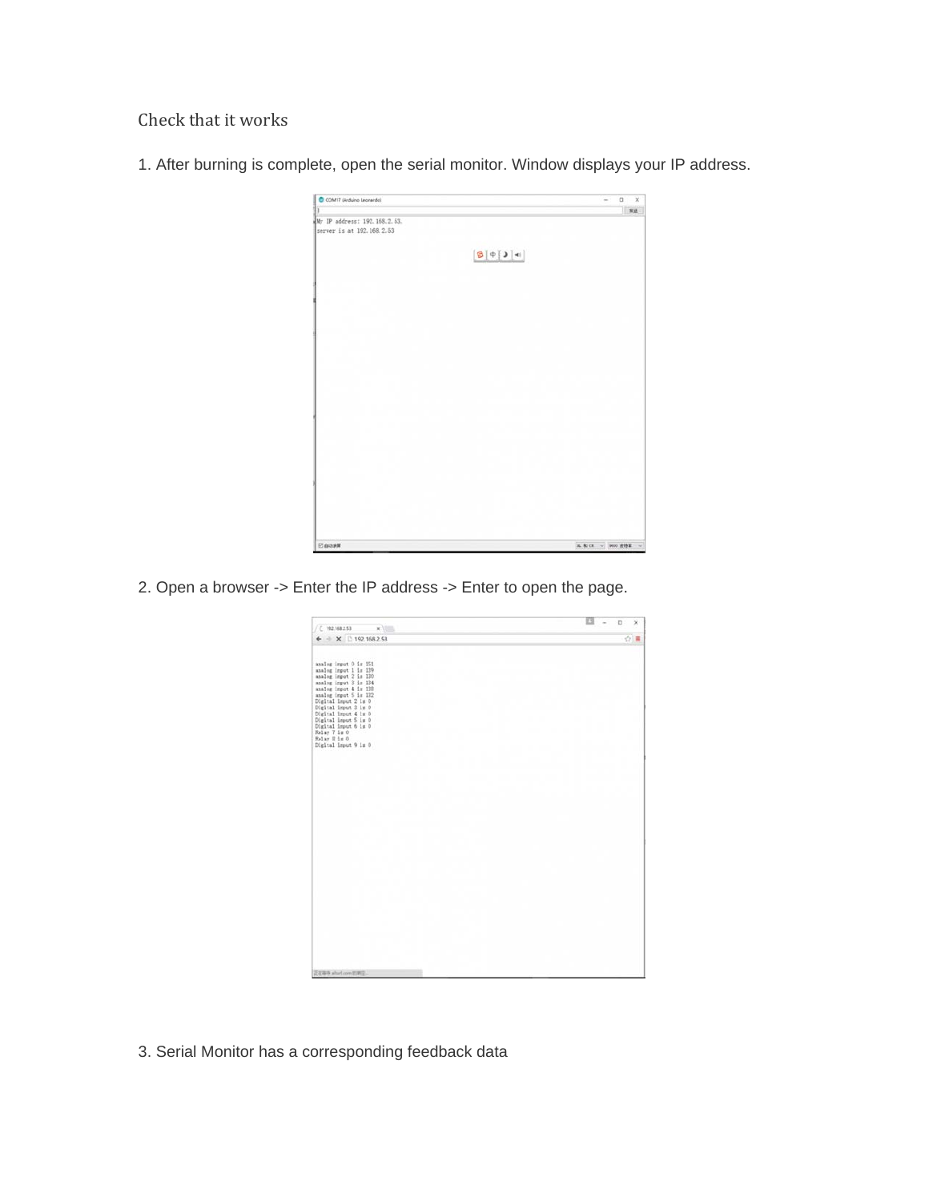Check that it works

1. After burning is complete, open the serial monitor. Window displays your IP address.

2. Open a browser -> Enter the IP address -> Enter to open the page.

3. Serial Monitor has a corresponding feedback data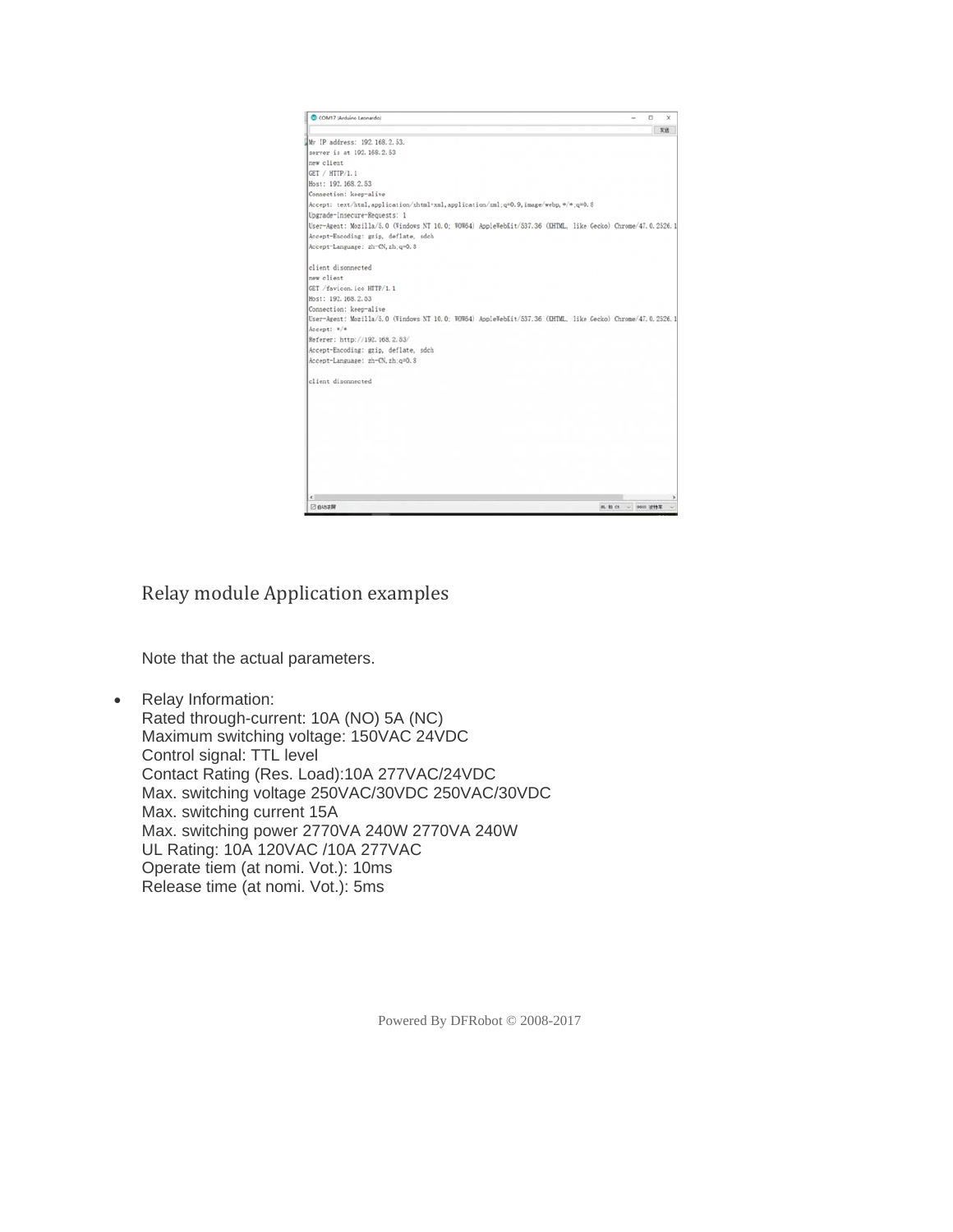```
My IP address: 192.168.2.53.
server is at 192.168.2.53
new client
GET / HTTP/1.1
Host: 192.168.2.53
Connection: keep-alive
Accept: text/html,application/xhtml+xml,application/xml;q=0.9,image/webp,*/*;q=0.8
Upgrade-Insecure-Requests: 1
User-Agent: Mozilla/5.0 (Windows NT 10.0; WOW64) AppleWebKit/537.36 (KHTML, like Gecko) Chrome/47.0.2526.1
Accept-Encoding: gzip, deflate, sdch
Accept-Language: zh-CN,zh;q=0.8

client disconnected
new client
GET /favicon.ico HTTP/1.1
Host: 192.168.2.53
Connection: keep-alive
User-Agent: Mozilla/5.0 (Windows NT 10.0; WOW64) AppleWebKit/537.36 (KHTML, like Gecko) Chrome/47.0.2526.1
Accept: */*
Referer: http://192.168.2.53/
Accept-Encoding: gzip, deflate, sdch
Accept-Language: zh-CN,zh;q=0.8

client disconnected
```

## Relay module Application examples

Note that the actual parameters.

- Relay Information:
  Rated through-current: 10A (NO) 5A (NC)
  Maximum switching voltage: 150VAC 24VDC
  Control signal: TTL level
  Contact Rating (Res. Load):10A 277VAC/24VDC
  Max. switching voltage 250VAC/30VDC 250VAC/30VDC
  Max. switching current 15A
  Max. switching power 2770VA 240W 2770VA 240W
  UL Rating: 10A 120VAC /10A 277VAC
  Operate tiem (at nomi. Vot.): 10ms
  Release time (at nomi. Vot.): 5ms